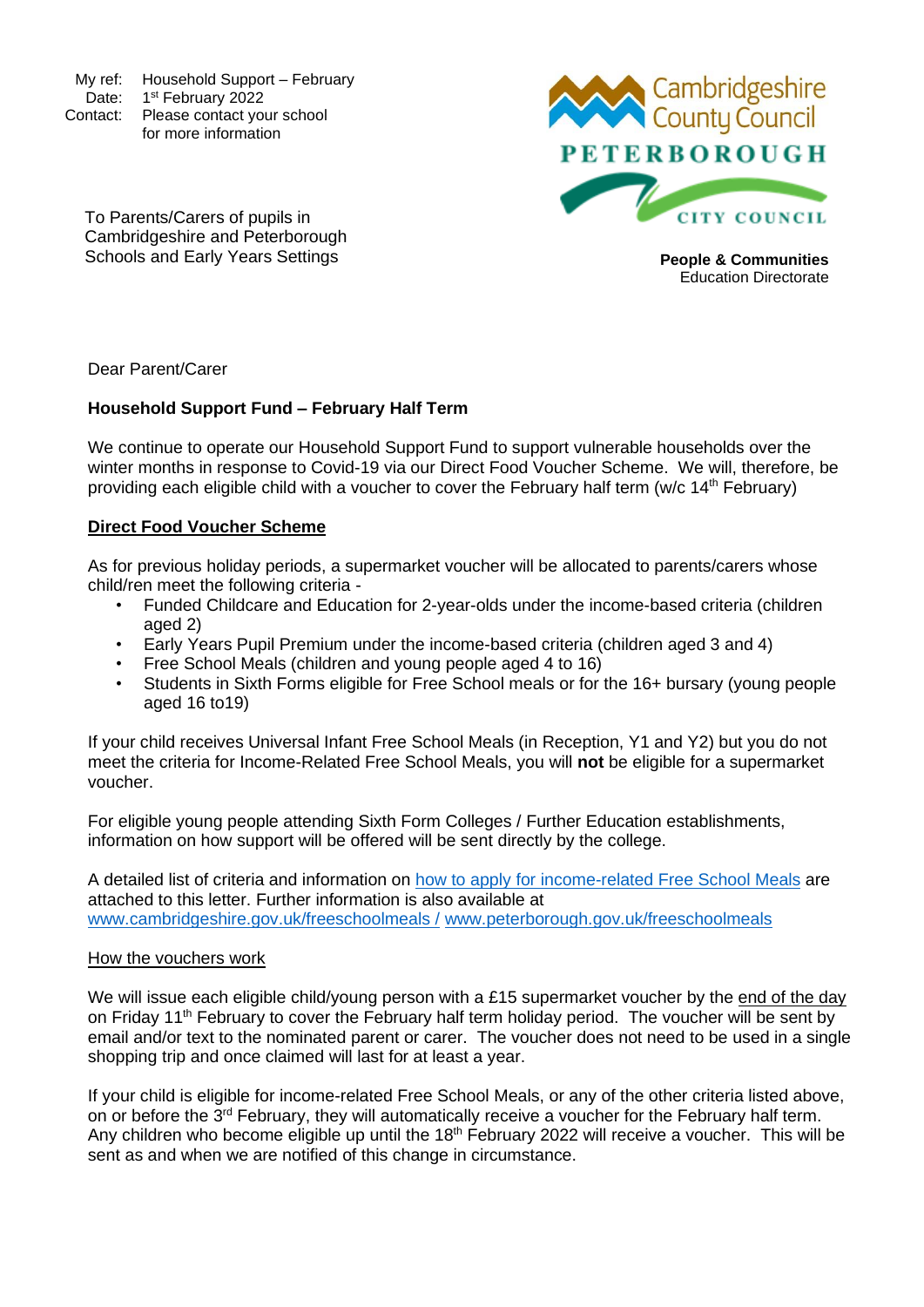My ref: Household Support – February
Date: 1st February 2022
Contact: Please contact your school for more information

Cambridgeshire County Council
PETERBOROUGH CITY COUNCIL

To Parents/Carers of pupils in Cambridgeshire and Peterborough Schools and Early Years Settings

**People & Communities**
Education Directorate

Dear Parent/Carer

**Household Support Fund – February Half Term**

We continue to operate our Household Support Fund to support vulnerable households over the winter months in response to Covid-19 via our Direct Food Voucher Scheme. We will, therefore, be providing each eligible child with a voucher to cover the February half term (w/c 14th February)

**Direct Food Voucher Scheme**

As for previous holiday periods, a supermarket voucher will be allocated to parents/carers whose child/ren meet the following criteria -

- Funded Childcare and Education for 2-year-olds under the income-based criteria (children aged 2)
- Early Years Pupil Premium under the income-based criteria (children aged 3 and 4)
- Free School Meals (children and young people aged 4 to 16)
- Students in Sixth Forms eligible for Free School meals or for the 16+ bursary (young people aged 16 to19)

If your child receives Universal Infant Free School Meals (in Reception, Y1 and Y2) but you do not meet the criteria for Income-Related Free School Meals, you will **not** be eligible for a supermarket voucher.

For eligible young people attending Sixth Form Colleges / Further Education establishments, information on how support will be offered will be sent directly by the college.

A detailed list of criteria and information on how to apply for income-related Free School Meals are attached to this letter. Further information is also available at www.cambridgeshire.gov.uk/freeschoolmeals / www.peterborough.gov.uk/freeschoolmeals

How the vouchers work

We will issue each eligible child/young person with a £15 supermarket voucher by the end of the day on Friday 11th February to cover the February half term holiday period. The voucher will be sent by email and/or text to the nominated parent or carer. The voucher does not need to be used in a single shopping trip and once claimed will last for at least a year.

If your child is eligible for income-related Free School Meals, or any of the other criteria listed above, on or before the 3rd February, they will automatically receive a voucher for the February half term. Any children who become eligible up until the 18th February 2022 will receive a voucher. This will be sent as and when we are notified of this change in circumstance.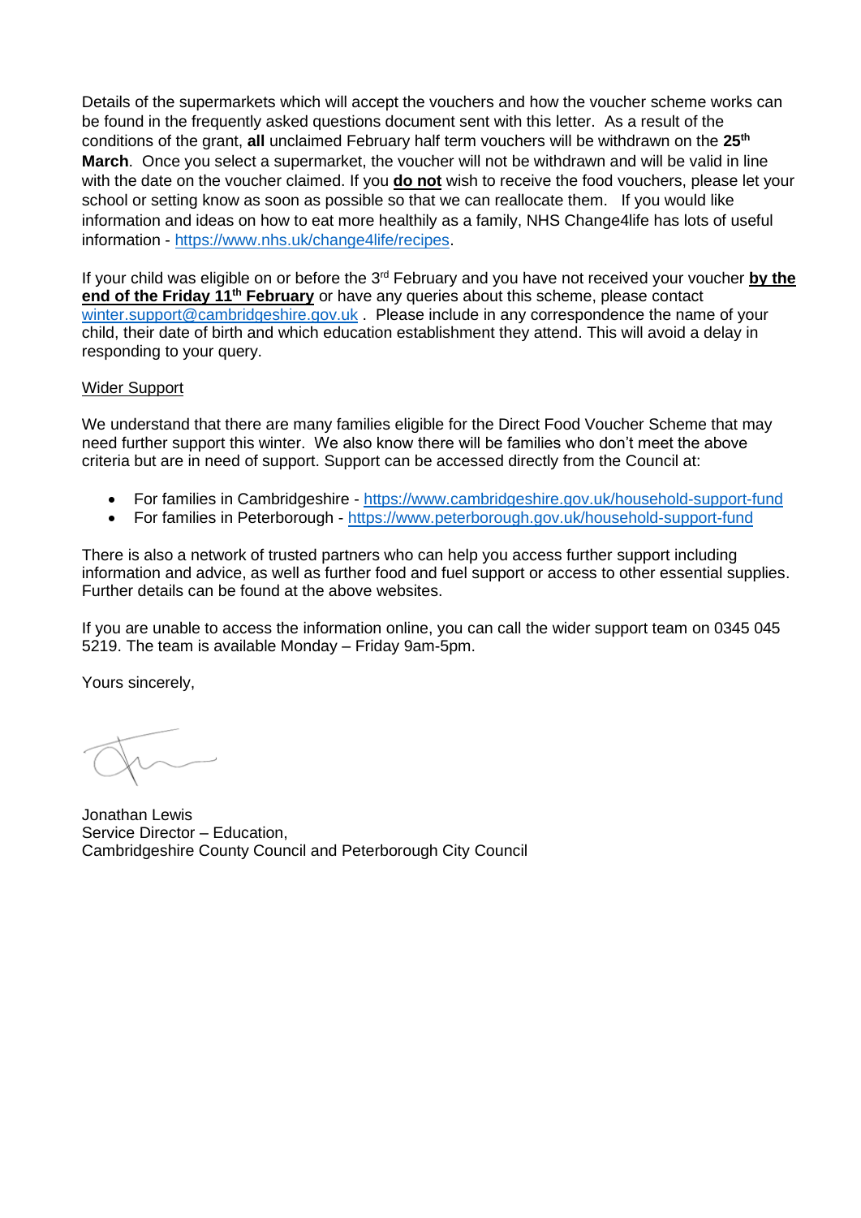Details of the supermarkets which will accept the vouchers and how the voucher scheme works can be found in the frequently asked questions document sent with this letter. As a result of the conditions of the grant, **all** unclaimed February half term vouchers will be withdrawn on the **25th March**. Once you select a supermarket, the voucher will not be withdrawn and will be valid in line with the date on the voucher claimed. If you **do not** wish to receive the food vouchers, please let your school or setting know as soon as possible so that we can reallocate them. If you would like information and ideas on how to eat more healthily as a family, NHS Change4life has lots of useful information - https://www.nhs.uk/change4life/recipes.

If your child was eligible on or before the 3rd February and you have not received your voucher **by the end of the Friday 11th February** or have any queries about this scheme, please contact winter.support@cambridgeshire.gov.uk . Please include in any correspondence the name of your child, their date of birth and which education establishment they attend. This will avoid a delay in responding to your query.

Wider Support

We understand that there are many families eligible for the Direct Food Voucher Scheme that may need further support this winter. We also know there will be families who don't meet the above criteria but are in need of support. Support can be accessed directly from the Council at:

- For families in Cambridgeshire - https://www.cambridgeshire.gov.uk/household-support-fund
- For families in Peterborough - https://www.peterborough.gov.uk/household-support-fund

There is also a network of trusted partners who can help you access further support including information and advice, as well as further food and fuel support or access to other essential supplies. Further details can be found at the above websites.

If you are unable to access the information online, you can call the wider support team on 0345 045 5219. The team is available Monday – Friday 9am-5pm.

Yours sincerely,

Jonathan Lewis
Service Director – Education,
Cambridgeshire County Council and Peterborough City Council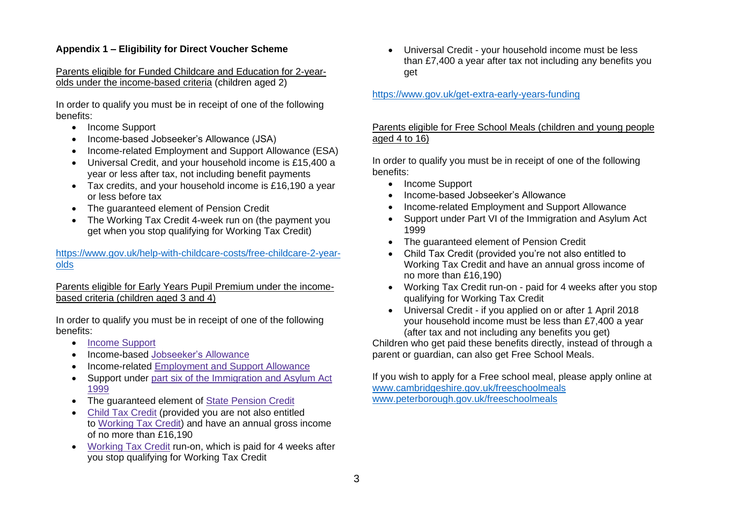**Appendix 1 – Eligibility for Direct Voucher Scheme**

Parents eligible for Funded Childcare and Education for 2-year-olds under the income-based criteria (children aged 2)

In order to qualify you must be in receipt of one of the following benefits:

- Income Support
- Income-based Jobseeker's Allowance (JSA)
- Income-related Employment and Support Allowance (ESA)
- Universal Credit, and your household income is £15,400 a year or less after tax, not including benefit payments
- Tax credits, and your household income is £16,190 a year or less before tax
- The guaranteed element of Pension Credit
- The Working Tax Credit 4-week run on (the payment you get when you stop qualifying for Working Tax Credit)

https://www.gov.uk/help-with-childcare-costs/free-childcare-2-year-olds

Parents eligible for Early Years Pupil Premium under the income-based criteria (children aged 3 and 4)

In order to qualify you must be in receipt of one of the following benefits:

- Income Support
- Income-based Jobseeker's Allowance
- Income-related Employment and Support Allowance
- Support under part six of the Immigration and Asylum Act 1999
- The guaranteed element of State Pension Credit
- Child Tax Credit (provided you are not also entitled to Working Tax Credit) and have an annual gross income of no more than £16,190
- Working Tax Credit run-on, which is paid for 4 weeks after you stop qualifying for Working Tax Credit
- Universal Credit - your household income must be less than £7,400 a year after tax not including any benefits you get

https://www.gov.uk/get-extra-early-years-funding

Parents eligible for Free School Meals (children and young people aged 4 to 16)

In order to qualify you must be in receipt of one of the following benefits:

- Income Support
- Income-based Jobseeker's Allowance
- Income-related Employment and Support Allowance
- Support under Part VI of the Immigration and Asylum Act 1999
- The guaranteed element of Pension Credit
- Child Tax Credit (provided you're not also entitled to Working Tax Credit and have an annual gross income of no more than £16,190)
- Working Tax Credit run-on - paid for 4 weeks after you stop qualifying for Working Tax Credit
- Universal Credit - if you applied on or after 1 April 2018 your household income must be less than £7,400 a year (after tax and not including any benefits you get)

Children who get paid these benefits directly, instead of through a parent or guardian, can also get Free School Meals.

If you wish to apply for a Free school meal, please apply online at
www.cambridgeshire.gov.uk/freeschoolmeals
www.peterborough.gov.uk/freeschoolmeals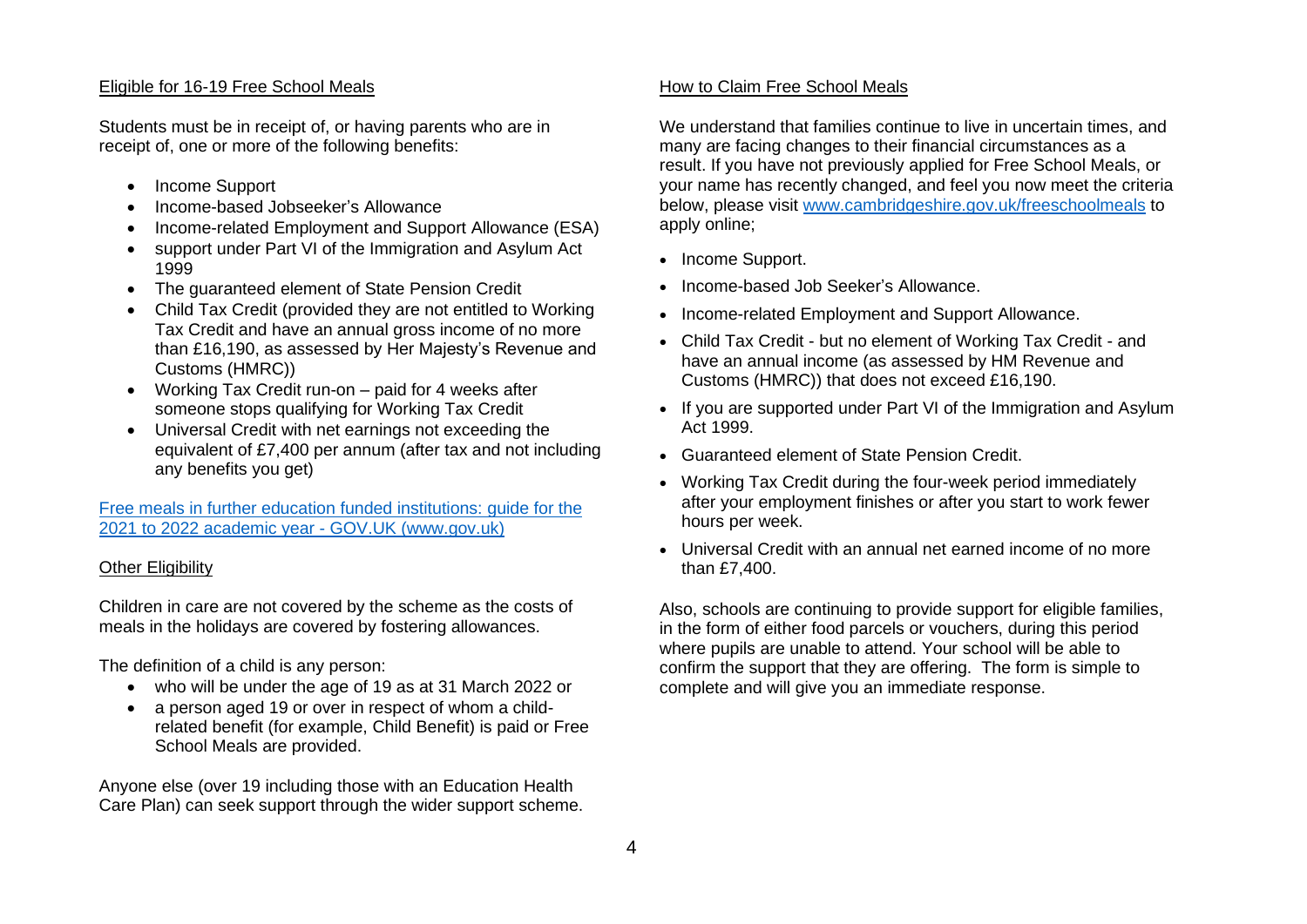## Eligible for 16-19 Free School Meals

Students must be in receipt of, or having parents who are in receipt of, one or more of the following benefits:

- Income Support
- Income-based Jobseeker's Allowance
- Income-related Employment and Support Allowance (ESA)
- support under Part VI of the Immigration and Asylum Act 1999
- The guaranteed element of State Pension Credit
- Child Tax Credit (provided they are not entitled to Working Tax Credit and have an annual gross income of no more than £16,190, as assessed by Her Majesty's Revenue and Customs (HMRC))
- Working Tax Credit run-on – paid for 4 weeks after someone stops qualifying for Working Tax Credit
- Universal Credit with net earnings not exceeding the equivalent of £7,400 per annum (after tax and not including any benefits you get)

[Free meals in further education funded institutions: guide for the 2021 to 2022 academic year - GOV.UK (www.gov.uk)]

## Other Eligibility

Children in care are not covered by the scheme as the costs of meals in the holidays are covered by fostering allowances.

The definition of a child is any person:

- who will be under the age of 19 as at 31 March 2022 or
- a person aged 19 or over in respect of whom a child-related benefit (for example, Child Benefit) is paid or Free School Meals are provided.

Anyone else (over 19 including those with an Education Health Care Plan) can seek support through the wider support scheme.

## How to Claim Free School Meals

We understand that families continue to live in uncertain times, and many are facing changes to their financial circumstances as a result. If you have not previously applied for Free School Meals, or your name has recently changed, and feel you now meet the criteria below, please visit www.cambridgeshire.gov.uk/freeschoolmeals to apply online;

- Income Support.
- Income-based Job Seeker's Allowance.
- Income-related Employment and Support Allowance.
- Child Tax Credit - but no element of Working Tax Credit - and have an annual income (as assessed by HM Revenue and Customs (HMRC)) that does not exceed £16,190.
- If you are supported under Part VI of the Immigration and Asylum Act 1999.
- Guaranteed element of State Pension Credit.
- Working Tax Credit during the four-week period immediately after your employment finishes or after you start to work fewer hours per week.
- Universal Credit with an annual net earned income of no more than £7,400.

Also, schools are continuing to provide support for eligible families, in the form of either food parcels or vouchers, during this period where pupils are unable to attend. Your school will be able to confirm the support that they are offering. The form is simple to complete and will give you an immediate response.